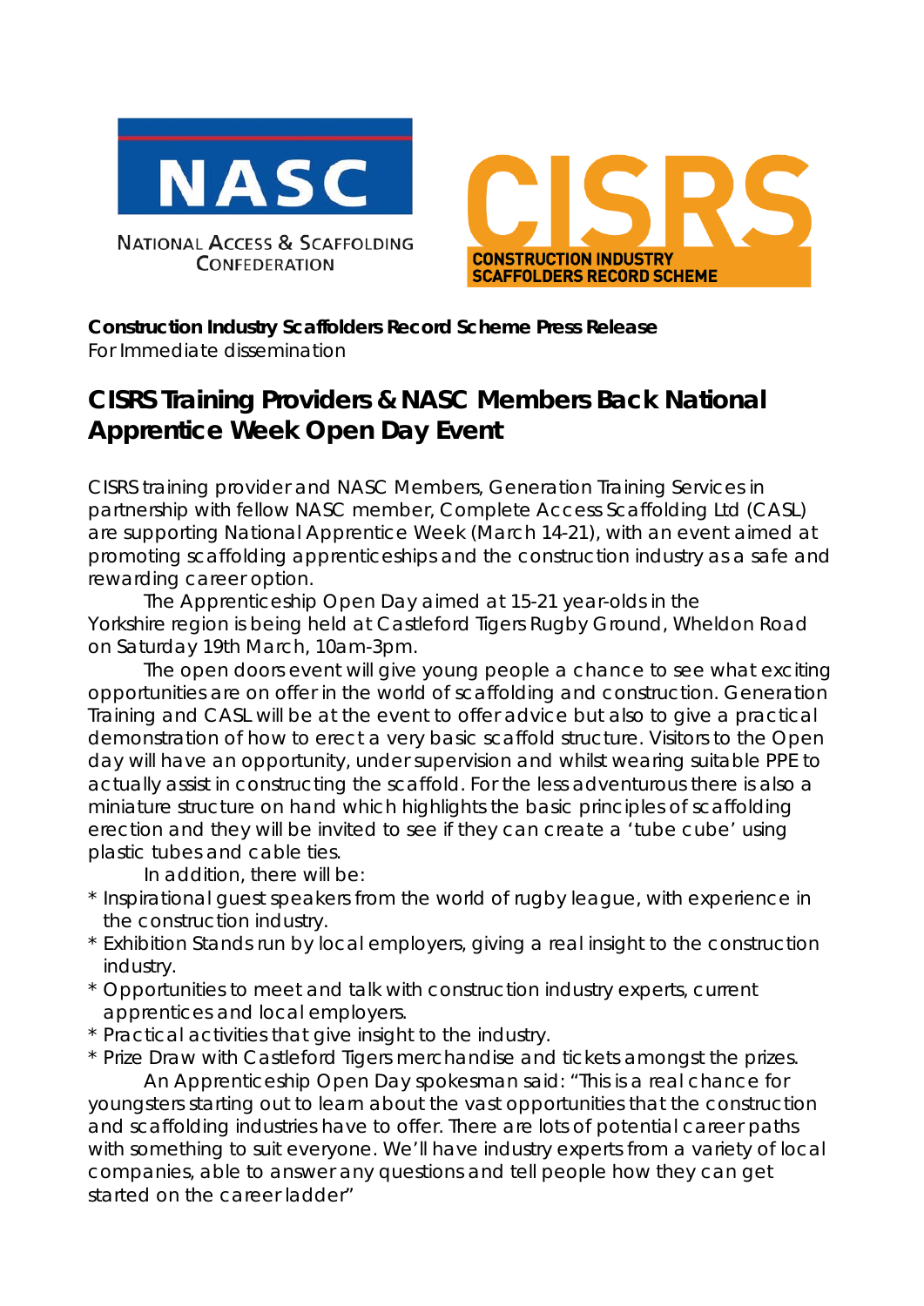NASC

National Access & Scaffolding Confederation

CISRS

CONSTRUCTION INDUSTRY SCAFFOLDERS RECORD SCHEME

**Construction Industry Scaffolders Record Scheme Press Release**
For Immediate dissemination

# CISRS Training Providers & NASC Members Back National Apprentice Week Open Day Event

CISRS training provider and NASC Members, Generation Training Services in partnership with fellow NASC member, Complete Access Scaffolding Ltd (CASL) are supporting National Apprentice Week (March 14-21), with an event aimed at promoting scaffolding apprenticeships and the construction industry as a safe and rewarding career option.

The Apprenticeship Open Day aimed at 15-21 year-olds in the Yorkshire region is being held at Castleford Tigers Rugby Ground, Wheldon Road on Saturday 19th March, 10am-3pm.

The open doors event will give young people a chance to see what exciting opportunities are on offer in the world of scaffolding and construction. Generation Training and CASL will be at the event to offer advice but also to give a practical demonstration of how to erect a very basic scaffold structure. Visitors to the Open day will have an opportunity, under supervision and whilst wearing suitable PPE to actually assist in constructing the scaffold. For the less adventurous there is also a miniature structure on hand which highlights the basic principles of scaffolding erection and they will be invited to see if they can create a 'tube cube' using plastic tubes and cable ties.

In addition, there will be:

* Inspirational guest speakers from the world of rugby league, with experience in the construction industry.
* Exhibition Stands run by local employers, giving a real insight to the construction industry.
* Opportunities to meet and talk with construction industry experts, current apprentices and local employers.
* Practical activities that give insight to the industry.
* Prize Draw with Castleford Tigers merchandise and tickets amongst the prizes.

An Apprenticeship Open Day spokesman said: "This is a real chance for youngsters starting out to learn about the vast opportunities that the construction and scaffolding industries have to offer. There are lots of potential career paths with something to suit everyone. We'll have industry experts from a variety of local companies, able to answer any questions and tell people how they can get started on the career ladder"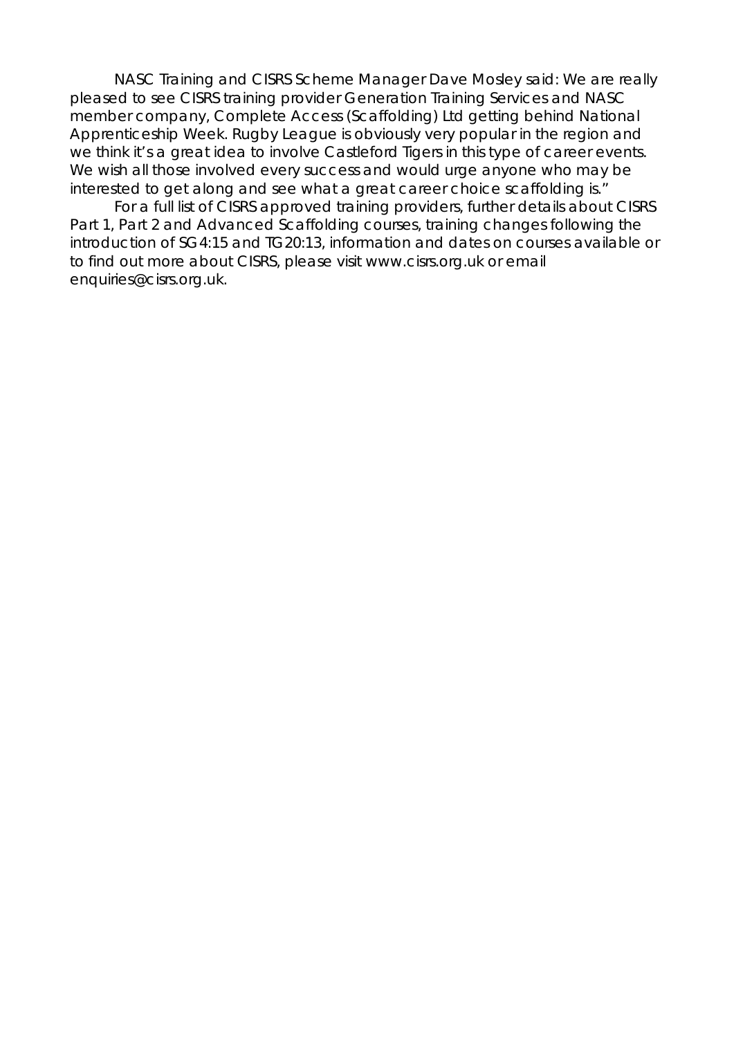NASC Training and CISRS Scheme Manager Dave Mosley said: We are really pleased to see CISRS training provider Generation Training Services and NASC member company, Complete Access (Scaffolding) Ltd getting behind National Apprenticeship Week. Rugby League is obviously very popular in the region and we think it's a great idea to involve Castleford Tigers in this type of career events. We wish all those involved every success and would urge anyone who may be interested to get along and see what a great career choice scaffolding is."

For a full list of CISRS approved training providers, further details about CISRS Part 1, Part 2 and Advanced Scaffolding courses, training changes following the introduction of SG4:15 and TG20:13, information and dates on courses available or to find out more about CISRS, please visit www.cisrs.org.uk or email enquiries@cisrs.org.uk.